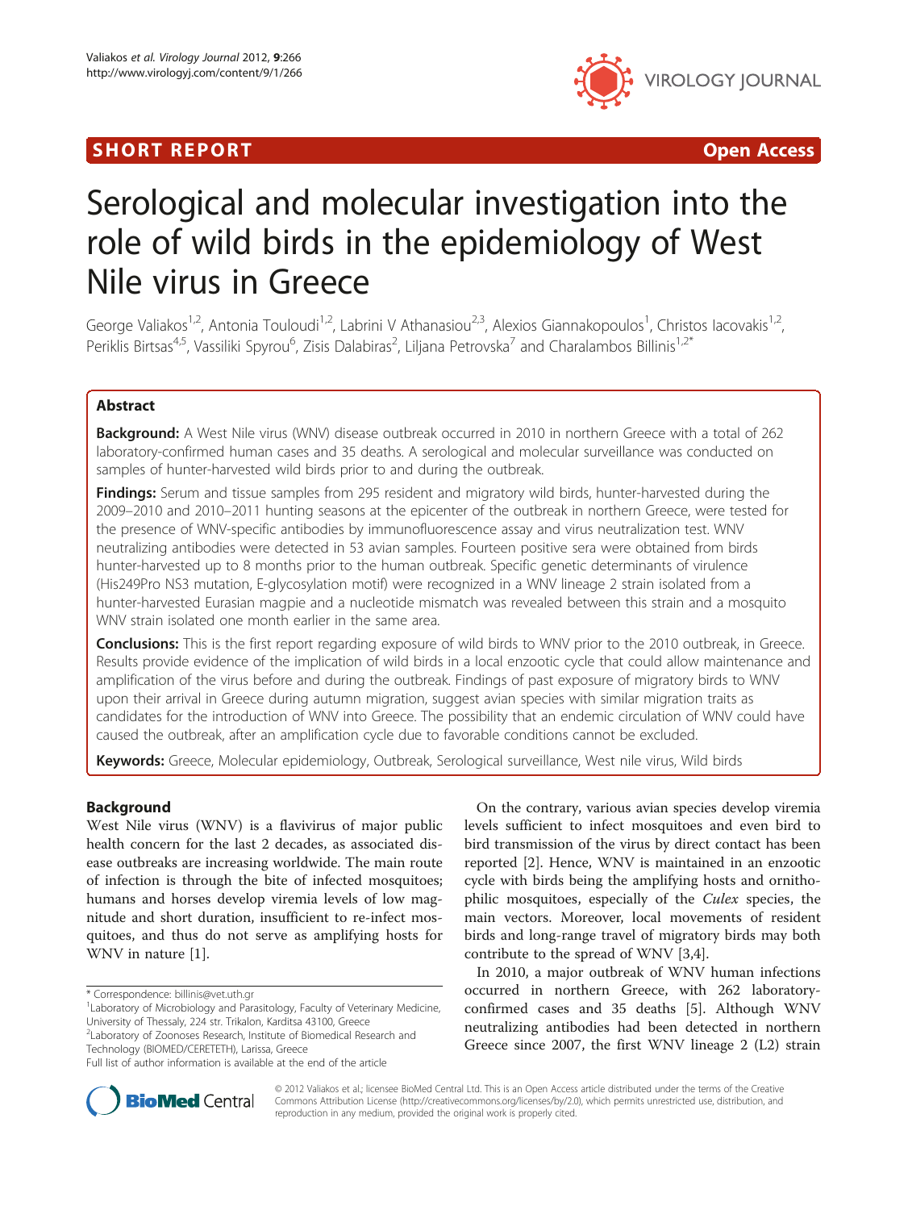**SHORT REPORT** **Open Access**

# Serological and molecular investigation into the role of wild birds in the epidemiology of West Nile virus in Greece

George Valiakos[1,2], Antonia Touloudi[1,2], Labrini V Athanasiou[2,3], Alexios Giannakopoulos[1], Christos Iacovakis[1,2], Periklis Birtsas[4,5], Vassiliki Spyrou[6], Zisis Dalabiras[2], Liljana Petrovska[7] and Charalambos Billinis[1,2*]

## Abstract

**Background:** A West Nile virus (WNV) disease outbreak occurred in 2010 in northern Greece with a total of 262 laboratory-confirmed human cases and 35 deaths. A serological and molecular surveillance was conducted on samples of hunter-harvested wild birds prior to and during the outbreak.

**Findings:** Serum and tissue samples from 295 resident and migratory wild birds, hunter-harvested during the 2009–2010 and 2010–2011 hunting seasons at the epicenter of the outbreak in northern Greece, were tested for the presence of WNV-specific antibodies by immunofluorescence assay and virus neutralization test. WNV neutralizing antibodies were detected in 53 avian samples. Fourteen positive sera were obtained from birds hunter-harvested up to 8 months prior to the human outbreak. Specific genetic determinants of virulence (His249Pro NS3 mutation, E-glycosylation motif) were recognized in a WNV lineage 2 strain isolated from a hunter-harvested Eurasian magpie and a nucleotide mismatch was revealed between this strain and a mosquito WNV strain isolated one month earlier in the same area.

**Conclusions:** This is the first report regarding exposure of wild birds to WNV prior to the 2010 outbreak, in Greece. Results provide evidence of the implication of wild birds in a local enzootic cycle that could allow maintenance and amplification of the virus before and during the outbreak. Findings of past exposure of migratory birds to WNV upon their arrival in Greece during autumn migration, suggest avian species with similar migration traits as candidates for the introduction of WNV into Greece. The possibility that an endemic circulation of WNV could have caused the outbreak, after an amplification cycle due to favorable conditions cannot be excluded.

**Keywords:** Greece, Molecular epidemiology, Outbreak, Serological surveillance, West nile virus, Wild birds

## Background

West Nile virus (WNV) is a flavivirus of major public health concern for the last 2 decades, as associated disease outbreaks are increasing worldwide. The main route of infection is through the bite of infected mosquitoes; humans and horses develop viremia levels of low magnitude and short duration, insufficient to re-infect mosquitoes, and thus do not serve as amplifying hosts for WNV in nature [1].

On the contrary, various avian species develop viremia levels sufficient to infect mosquitoes and even bird to bird transmission of the virus by direct contact has been reported [2]. Hence, WNV is maintained in an enzootic cycle with birds being the amplifying hosts and ornithophilic mosquitoes, especially of the *Culex* species, the main vectors. Moreover, local movements of resident birds and long-range travel of migratory birds may both contribute to the spread of WNV [3,4].

In 2010, a major outbreak of WNV human infections occurred in northern Greece, with 262 laboratory-confirmed cases and 35 deaths [5]. Although WNV neutralizing antibodies had been detected in northern Greece since 2007, the first WNV lineage 2 (L2) strain

\* Correspondence: billinis@vet.uth.gr
[1]Laboratory of Microbiology and Parasitology, Faculty of Veterinary Medicine, University of Thessaly, 224 str. Trikalon, Karditsa 43100, Greece
[2]Laboratory of Zoonoses Research, Institute of Biomedical Research and Technology (BIOMED/CERETETH), Larissa, Greece
Full list of author information is available at the end of the article

© 2012 Valiakos et al.; licensee BioMed Central Ltd. This is an Open Access article distributed under the terms of the Creative Commons Attribution License (http://creativecommons.org/licenses/by/2.0), which permits unrestricted use, distribution, and reproduction in any medium, provided the original work is properly cited.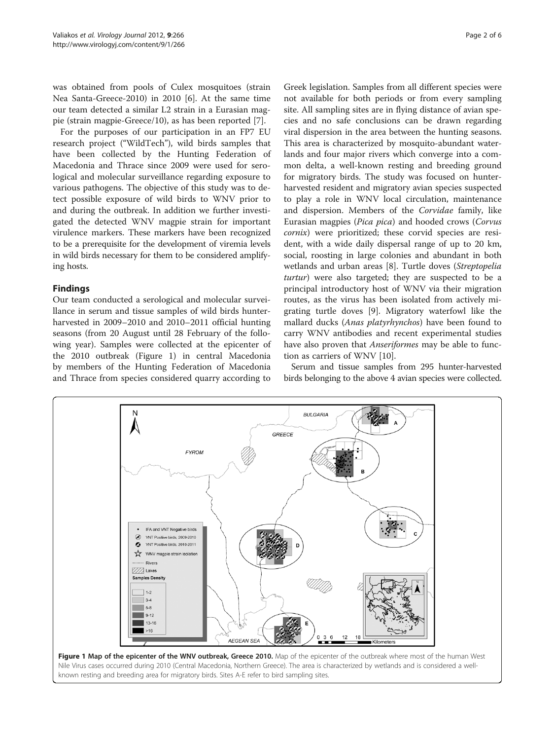was obtained from pools of Culex mosquitoes (strain Nea Santa-Greece-2010) in 2010 [6]. At the same time our team detected a similar L2 strain in a Eurasian magpie (strain magpie-Greece/10), as has been reported [7].

For the purposes of our participation in an FP7 EU research project ("WildTech"), wild birds samples that have been collected by the Hunting Federation of Macedonia and Thrace since 2009 were used for serological and molecular surveillance regarding exposure to various pathogens. The objective of this study was to detect possible exposure of wild birds to WNV prior to and during the outbreak. In addition we further investigated the detected WNV magpie strain for important virulence markers. These markers have been recognized to be a prerequisite for the development of viremia levels in wild birds necessary for them to be considered amplifying hosts.

## Findings

Our team conducted a serological and molecular surveillance in serum and tissue samples of wild birds hunter-harvested in 2009–2010 and 2010–2011 official hunting seasons (from 20 August until 28 February of the following year). Samples were collected at the epicenter of the 2010 outbreak (Figure 1) in central Macedonia by members of the Hunting Federation of Macedonia and Thrace from species considered quarry according to Greek legislation. Samples from all different species were not available for both periods or from every sampling site. All sampling sites are in flying distance of avian species and no safe conclusions can be drawn regarding viral dispersion in the area between the hunting seasons. This area is characterized by mosquito-abundant waterlands and four major rivers which converge into a common delta, a well-known resting and breeding ground for migratory birds. The study was focused on hunter-harvested resident and migratory avian species suspected to play a role in WNV local circulation, maintenance and dispersion. Members of the *Corvidae* family, like Eurasian magpies (*Pica pica*) and hooded crows (*Corvus cornix*) were prioritized; these corvid species are resident, with a wide daily dispersal range of up to 20 km, social, roosting in large colonies and abundant in both wetlands and urban areas [8]. Turtle doves (*Streptopelia turtur*) were also targeted; they are suspected to be a principal introductory host of WNV via their migration routes, as the virus has been isolated from actively migrating turtle doves [9]. Migratory waterfowl like the mallard ducks (*Anas platyrhynchos*) have been found to carry WNV antibodies and recent experimental studies have also proven that *Anseriformes* may be able to function as carriers of WNV [10].

Serum and tissue samples from 295 hunter-harvested birds belonging to the above 4 avian species were collected.

**Figure 1 Map of the epicenter of the WNV outbreak, Greece 2010.** Map of the epicenter of the outbreak where most of the human West Nile Virus cases occurred during 2010 (Central Macedonia, Northern Greece). The area is characterized by wetlands and is considered a well-known resting and breeding area for migratory birds. Sites A-E refer to bird sampling sites.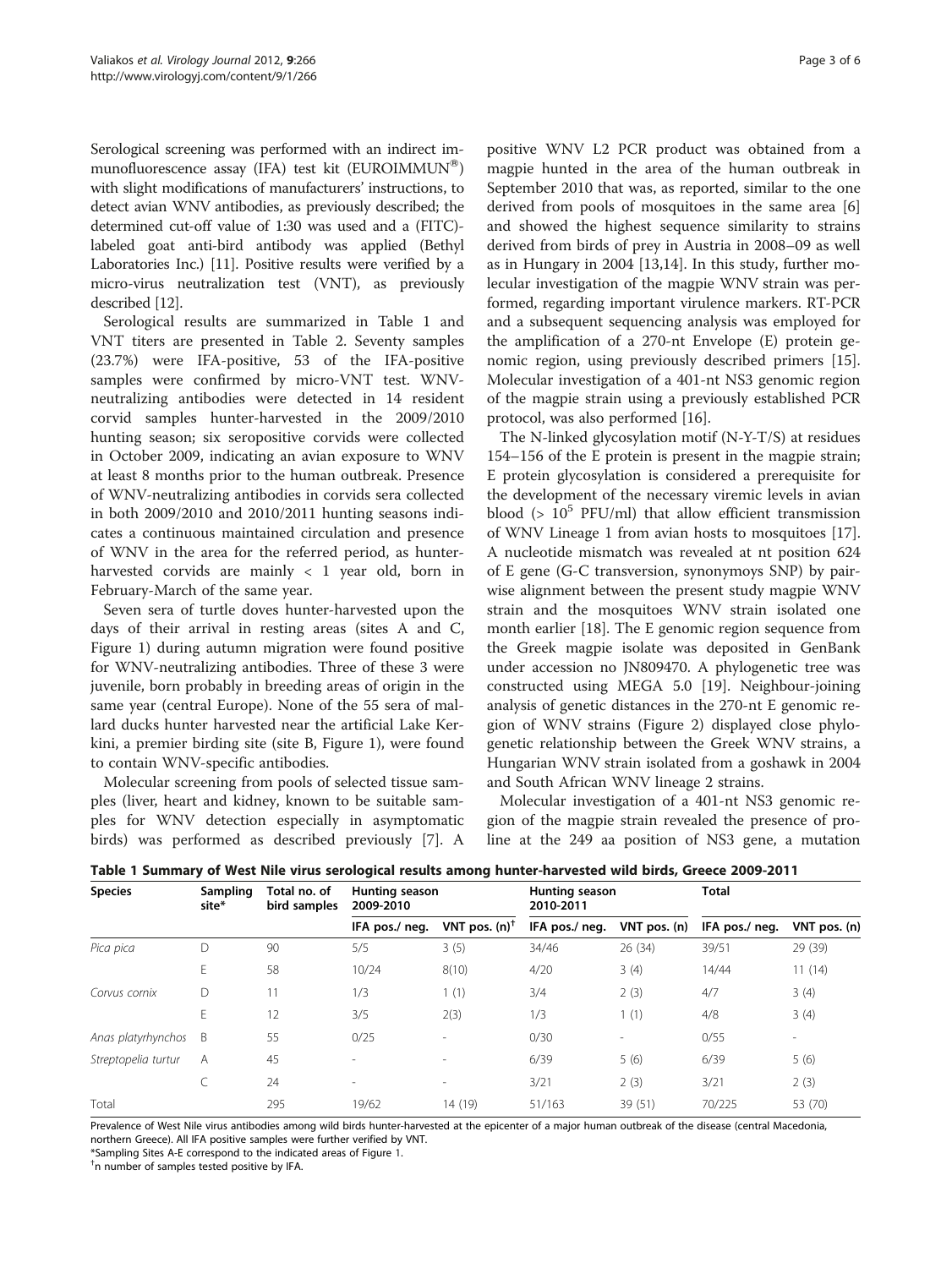Serological screening was performed with an indirect immunofluorescence assay (IFA) test kit (EUROIMMUN®) with slight modifications of manufacturers' instructions, to detect avian WNV antibodies, as previously described; the determined cut-off value of 1:30 was used and a (FITC)-labeled goat anti-bird antibody was applied (Bethyl Laboratories Inc.) [11]. Positive results were verified by a micro-virus neutralization test (VNT), as previously described [12].

Serological results are summarized in Table 1 and VNT titers are presented in Table 2. Seventy samples (23.7%) were IFA-positive, 53 of the IFA-positive samples were confirmed by micro-VNT test. WNV-neutralizing antibodies were detected in 14 resident corvid samples hunter-harvested in the 2009/2010 hunting season; six seropositive corvids were collected in October 2009, indicating an avian exposure to WNV at least 8 months prior to the human outbreak. Presence of WNV-neutralizing antibodies in corvids sera collected in both 2009/2010 and 2010/2011 hunting seasons indicates a continuous maintained circulation and presence of WNV in the area for the referred period, as hunter-harvested corvids are mainly < 1 year old, born in February-March of the same year.

Seven sera of turtle doves hunter-harvested upon the days of their arrival in resting areas (sites A and C, Figure 1) during autumn migration were found positive for WNV-neutralizing antibodies. Three of these 3 were juvenile, born probably in breeding areas of origin in the same year (central Europe). None of the 55 sera of mallard ducks hunter harvested near the artificial Lake Kerkini, a premier birding site (site B, Figure 1), were found to contain WNV-specific antibodies.

Molecular screening from pools of selected tissue samples (liver, heart and kidney, known to be suitable samples for WNV detection especially in asymptomatic birds) was performed as described previously [7]. A positive WNV L2 PCR product was obtained from a magpie hunted in the area of the human outbreak in September 2010 that was, as reported, similar to the one derived from pools of mosquitoes in the same area [6] and showed the highest sequence similarity to strains derived from birds of prey in Austria in 2008–09 as well as in Hungary in 2004 [13,14]. In this study, further molecular investigation of the magpie WNV strain was performed, regarding important virulence markers. RT-PCR and a subsequent sequencing analysis was employed for the amplification of a 270-nt Envelope (E) protein genomic region, using previously described primers [15]. Molecular investigation of a 401-nt NS3 genomic region of the magpie strain using a previously established PCR protocol, was also performed [16].

The N-linked glycosylation motif (N-Y-T/S) at residues 154–156 of the E protein is present in the magpie strain; E protein glycosylation is considered a prerequisite for the development of the necessary viremic levels in avian blood (> $10^5$ PFU/ml) that allow efficient transmission of WNV Lineage 1 from avian hosts to mosquitoes [17]. A nucleotide mismatch was revealed at nt position 624 of E gene (G-C transversion, synonymoys SNP) by pairwise alignment between the present study magpie WNV strain and the mosquitoes WNV strain isolated one month earlier [18]. The E genomic region sequence from the Greek magpie isolate was deposited in GenBank under accession no JN809470. A phylogenetic tree was constructed using MEGA 5.0 [19]. Neighbour-joining analysis of genetic distances in the 270-nt E genomic region of WNV strains (Figure 2) displayed close phylogenetic relationship between the Greek WNV strains, a Hungarian WNV strain isolated from a goshawk in 2004 and South African WNV lineage 2 strains.

Molecular investigation of a 401-nt NS3 genomic region of the magpie strain revealed the presence of proline at the 249 aa position of NS3 gene, a mutation

**Table 1 Summary of West Nile virus serological results among hunter-harvested wild birds, Greece 2009-2011**

| Species | Sampling site* | Total no. of bird samples | Hunting season 2009-2010 | | Hunting season 2010-2011 | | Total | |
|---|---|---|---|---|---|---|---|---|
| | | | IFA pos./ neg. | VNT pos. (n)[†] | IFA pos./ neg. | VNT pos. (n) | IFA pos./ neg. | VNT pos. (n) |
| *Pica pica* | D | 90 | 5/5 | 3 (5) | 34/46 | 26 (34) | 39/51 | 29 (39) |
| | E | 58 | 10/24 | 8(10) | 4/20 | 3 (4) | 14/44 | 11 (14) |
| *Corvus cornix* | D | 11 | 1/3 | 1 (1) | 3/4 | 2 (3) | 4/7 | 3 (4) |
| | E | 12 | 3/5 | 2(3) | 1/3 | 1 (1) | 4/8 | 3 (4) |
| *Anas platyrhynchos* | B | 55 | 0/25 | - | 0/30 | - | 0/55 | - |
| *Streptopelia turtur* | A | 45 | - | - | 6/39 | 5 (6) | 6/39 | 5 (6) |
| | C | 24 | - | - | 3/21 | 2 (3) | 3/21 | 2 (3) |
| Total | | 295 | 19/62 | 14 (19) | 51/163 | 39 (51) | 70/225 | 53 (70) |

Prevalence of West Nile virus antibodies among wild birds hunter-harvested at the epicenter of a major human outbreak of the disease (central Macedonia, northern Greece). All IFA positive samples were further verified by VNT.

*Sampling Sites A-E correspond to the indicated areas of Figure 1.

[†]n number of samples tested positive by IFA.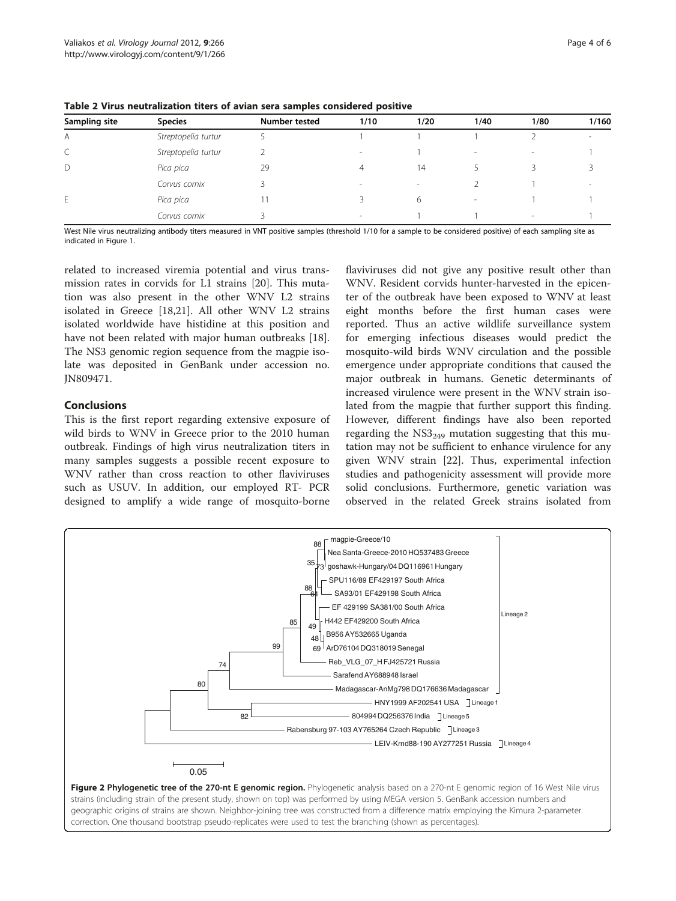**Table 2 Virus neutralization titers of avian sera samples considered positive**

| Sampling site | Species | Number tested | 1/10 | 1/20 | 1/40 | 1/80 | 1/160 |
|---|---|---|---|---|---|---|---|
| A | *Streptopelia turtur* | 5 | 1 | 1 | 1 | 2 | - |
| C | *Streptopelia turtur* | 2 | - | 1 | - | - | 1 |
| D | *Pica pica* | 29 | 4 | 14 | 5 | 3 | 3 |
| | *Corvus cornix* | 3 | - | - | 2 | 1 | - |
| E | *Pica pica* | 11 | 3 | 6 | - | 1 | 1 |
| | *Corvus cornix* | 3 | - | 1 | 1 | - | 1 |

West Nile virus neutralizing antibody titers measured in VNT positive samples (threshold 1/10 for a sample to be considered positive) of each sampling site as indicated in Figure 1.

related to increased viremia potential and virus transmission rates in corvids for L1 strains [20]. This mutation was also present in the other WNV L2 strains isolated in Greece [18,21]. All other WNV L2 strains isolated worldwide have histidine at this position and have not been related with major human outbreaks [18]. The NS3 genomic region sequence from the magpie isolate was deposited in GenBank under accession no. JN809471.

## Conclusions

This is the first report regarding extensive exposure of wild birds to WNV in Greece prior to the 2010 human outbreak. Findings of high virus neutralization titers in many samples suggests a possible recent exposure to WNV rather than cross reaction to other flaviviruses such as USUV. In addition, our employed RT- PCR designed to amplify a wide range of mosquito-borne flaviviruses did not give any positive result other than WNV. Resident corvids hunter-harvested in the epicenter of the outbreak have been exposed to WNV at least eight months before the first human cases were reported. Thus an active wildlife surveillance system for emerging infectious diseases would predict the mosquito-wild birds WNV circulation and the possible emergence under appropriate conditions that caused the major outbreak in humans. Genetic determinants of increased virulence were present in the WNV strain isolated from the magpie that further support this finding. However, different findings have also been reported regarding the $NS3_{249}$ mutation suggesting that this mutation may not be sufficient to enhance virulence for any given WNV strain [22]. Thus, experimental infection studies and pathogenicity assessment will provide more solid conclusions. Furthermore, genetic variation was observed in the related Greek strains isolated from

**Figure 2 Phylogenetic tree of the 270-nt E genomic region.** Phylogenetic analysis based on a 270-nt E genomic region of 16 West Nile virus strains (including strain of the present study, shown on top) was performed by using MEGA version 5. GenBank accession numbers and geographic origins of strains are shown. Neighbor-joining tree was constructed from a difference matrix employing the Kimura 2-parameter correction. One thousand bootstrap pseudo-replicates were used to test the branching (shown as percentages).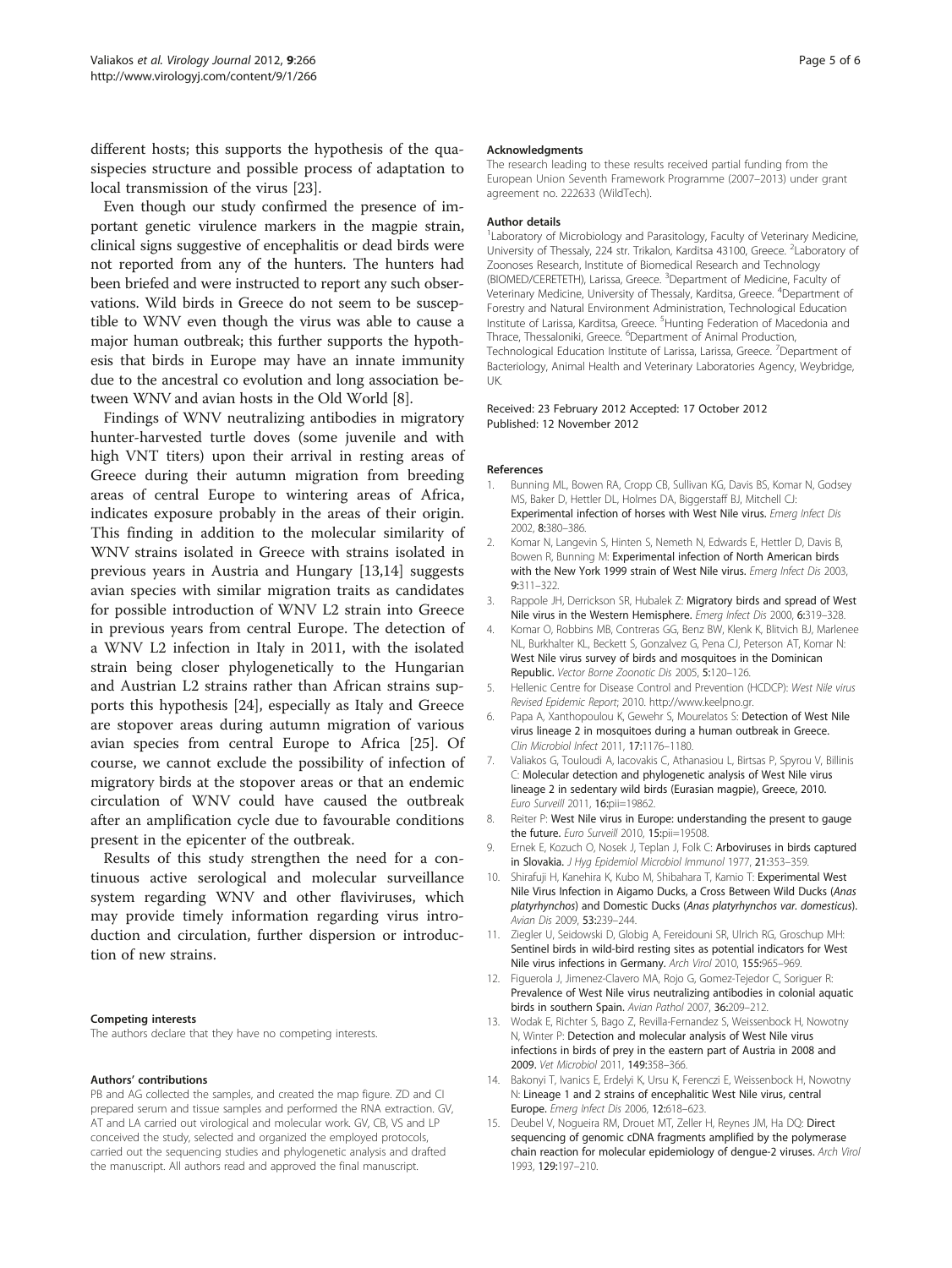different hosts; this supports the hypothesis of the quasispecies structure and possible process of adaptation to local transmission of the virus [23].

Even though our study confirmed the presence of important genetic virulence markers in the magpie strain, clinical signs suggestive of encephalitis or dead birds were not reported from any of the hunters. The hunters had been briefed and were instructed to report any such observations. Wild birds in Greece do not seem to be susceptible to WNV even though the virus was able to cause a major human outbreak; this further supports the hypothesis that birds in Europe may have an innate immunity due to the ancestral co evolution and long association between WNV and avian hosts in the Old World [8].

Findings of WNV neutralizing antibodies in migratory hunter-harvested turtle doves (some juvenile and with high VNT titers) upon their arrival in resting areas of Greece during their autumn migration from breeding areas of central Europe to wintering areas of Africa, indicates exposure probably in the areas of their origin. This finding in addition to the molecular similarity of WNV strains isolated in Greece with strains isolated in previous years in Austria and Hungary [13,14] suggests avian species with similar migration traits as candidates for possible introduction of WNV L2 strain into Greece in previous years from central Europe. The detection of a WNV L2 infection in Italy in 2011, with the isolated strain being closer phylogenetically to the Hungarian and Austrian L2 strains rather than African strains supports this hypothesis [24], especially as Italy and Greece are stopover areas during autumn migration of various avian species from central Europe to Africa [25]. Of course, we cannot exclude the possibility of infection of migratory birds at the stopover areas or that an endemic circulation of WNV could have caused the outbreak after an amplification cycle due to favourable conditions present in the epicenter of the outbreak.

Results of this study strengthen the need for a continuous active serological and molecular surveillance system regarding WNV and other flaviviruses, which may provide timely information regarding virus introduction and circulation, further dispersion or introduction of new strains.

#### Competing interests
The authors declare that they have no competing interests.

#### Authors' contributions
PB and AG collected the samples, and created the map figure. ZD and CI prepared serum and tissue samples and performed the RNA extraction. GV, AT and LA carried out virological and molecular work. GV, CB, VS and LP conceived the study, selected and organized the employed protocols, carried out the sequencing studies and phylogenetic analysis and drafted the manuscript. All authors read and approved the final manuscript.

#### Acknowledgments
The research leading to these results received partial funding from the European Union Seventh Framework Programme (2007–2013) under grant agreement no. 222633 (WildTech).

#### Author details
[1]Laboratory of Microbiology and Parasitology, Faculty of Veterinary Medicine, University of Thessaly, 224 str. Trikalon, Karditsa 43100, Greece. [2]Laboratory of Zoonoses Research, Institute of Biomedical Research and Technology (BIOMED/CERETETH), Larissa, Greece. [3]Department of Medicine, Faculty of Veterinary Medicine, University of Thessaly, Karditsa, Greece. [4]Department of Forestry and Natural Environment Administration, Technological Education Institute of Larissa, Karditsa, Greece. [5]Hunting Federation of Macedonia and Thrace, Thessaloniki, Greece. [6]Department of Animal Production, Technological Education Institute of Larissa, Larissa, Greece. [7]Department of Bacteriology, Animal Health and Veterinary Laboratories Agency, Weybridge, UK.

Received: 23 February 2012 Accepted: 17 October 2012
Published: 12 November 2012

#### References
1. Bunning ML, Bowen RA, Cropp CB, Sullivan KG, Davis BS, Komar N, Godsey MS, Baker D, Hettler DL, Holmes DA, Biggerstaff BJ, Mitchell CJ: **Experimental infection of horses with West Nile virus.** *Emerg Infect Dis* 2002, **8**:380–386.
2. Komar N, Langevin S, Hinten S, Nemeth N, Edwards E, Hettler D, Davis B, Bowen R, Bunning M: **Experimental infection of North American birds with the New York 1999 strain of West Nile virus.** *Emerg Infect Dis* 2003, **9**:311–322.
3. Rappole JH, Derrickson SR, Hubalek Z: **Migratory birds and spread of West Nile virus in the Western Hemisphere.** *Emerg Infect Dis* 2000, **6**:319–328.
4. Komar O, Robbins MB, Contreras GG, Benz BW, Klenk K, Blitvich BJ, Marlenee NL, Burkhalter KL, Beckett S, Gonzalvez G, Pena CJ, Peterson AT, Komar N: **West Nile virus survey of birds and mosquitoes in the Dominican Republic.** *Vector Borne Zoonotic Dis* 2005, **5**:120–126.
5. Hellenic Centre for Disease Control and Prevention (HCDCP): *West Nile virus Revised Epidemic Report*; 2010. http://www.keelpno.gr.
6. Papa A, Xanthopoulou K, Gewehr S, Mourelatos S: **Detection of West Nile virus lineage 2 in mosquitoes during a human outbreak in Greece.** *Clin Microbiol Infect* 2011, **17**:1176–1180.
7. Valiakos G, Touloudi A, Iacovakis C, Athanasiou L, Birtsas P, Spyrou V, Billinis C: **Molecular detection and phylogenetic analysis of West Nile virus lineage 2 in sedentary wild birds (Eurasian magpie), Greece, 2010.** *Euro Surveill* 2011, **16**:pii=19862.
8. Reiter P: **West Nile virus in Europe: understanding the present to gauge the future.** *Euro Surveill* 2010, **15**:pii=19508.
9. Ernek E, Kozuch O, Nosek J, Teplan J, Folk C: **Arboviruses in birds captured in Slovakia.** *J Hyg Epidemiol Microbiol Immunol* 1977, **21**:353–359.
10. Shirafuji H, Kanehira K, Kubo M, Shibahara T, Kamio T: **Experimental West Nile Virus Infection in Aigamo Ducks, a Cross Between Wild Ducks (*Anas platyrhynchos*) and Domestic Ducks (*Anas platyrhynchos var. domesticus*).** *Avian Dis* 2009, **53**:239–244.
11. Ziegler U, Seidowski D, Globig A, Fereidouni SR, Ulrich RG, Groschup MH: **Sentinel birds in wild-bird resting sites as potential indicators for West Nile virus infections in Germany.** *Arch Virol* 2010, **155**:965–969.
12. Figuerola J, Jimenez-Clavero MA, Rojo G, Gomez-Tejedor C, Soriguer R: **Prevalence of West Nile virus neutralizing antibodies in colonial aquatic birds in southern Spain.** *Avian Pathol* 2007, **36**:209–212.
13. Wodak E, Richter S, Bago Z, Revilla-Fernandez S, Weissenbock H, Nowotny N, Winter P: **Detection and molecular analysis of West Nile virus infections in birds of prey in the eastern part of Austria in 2008 and 2009.** *Vet Microbiol* 2011, **149**:358–366.
14. Bakonyi T, Ivanics E, Erdelyi K, Ursu K, Ferenczi E, Weissenbock H, Nowotny N: **Lineage 1 and 2 strains of encephalitic West Nile virus, central Europe.** *Emerg Infect Dis* 2006, **12**:618–623.
15. Deubel V, Nogueira RM, Drouet MT, Zeller H, Reynes JM, Ha DQ: **Direct sequencing of genomic cDNA fragments amplified by the polymerase chain reaction for molecular epidemiology of dengue-2 viruses.** *Arch Virol* 1993, **129**:197–210.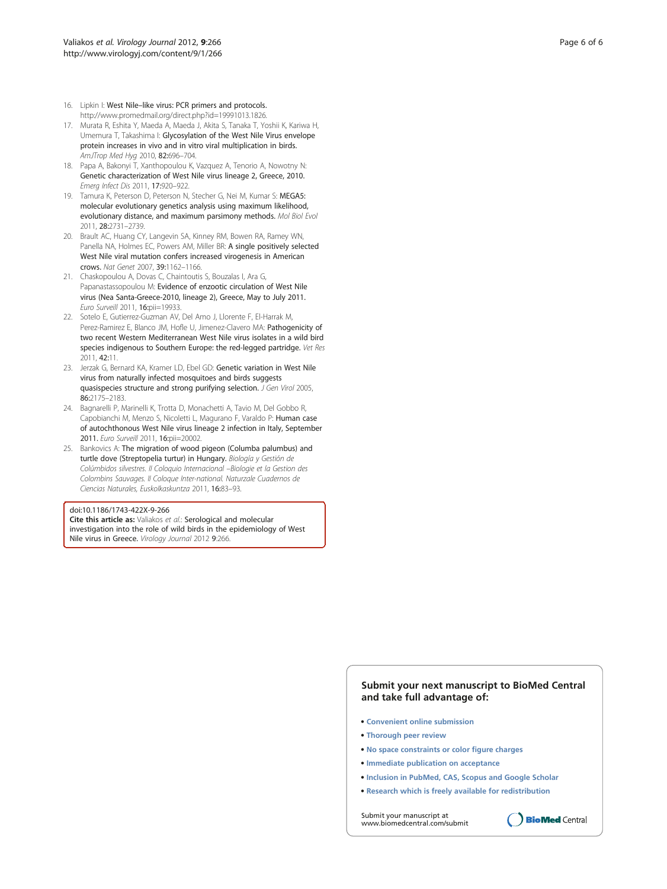16. Lipkin I: West Nile–like virus: PCR primers and protocols. http://www.promedmail.org/direct.php?id=19991013.1826.
17. Murata R, Eshita Y, Maeda A, Maeda J, Akita S, Tanaka T, Yoshii K, Kariwa H, Umemura T, Takashima I: Glycosylation of the West Nile Virus envelope protein increases in vivo and in vitro viral multiplication in birds. *AmJTrop Med Hyg* 2010, **82:**696–704.
18. Papa A, Bakonyi T, Xanthopoulou K, Vazquez A, Tenorio A, Nowotny N: Genetic characterization of West Nile virus lineage 2, Greece, 2010. *Emerg Infect Dis* 2011, **17:**920–922.
19. Tamura K, Peterson D, Peterson N, Stecher G, Nei M, Kumar S: MEGA5: molecular evolutionary genetics analysis using maximum likelihood, evolutionary distance, and maximum parsimony methods. *Mol Biol Evol* 2011, **28:**2731–2739.
20. Brault AC, Huang CY, Langevin SA, Kinney RM, Bowen RA, Ramey WN, Panella NA, Holmes EC, Powers AM, Miller BR: A single positively selected West Nile viral mutation confers increased virogenesis in American crows. *Nat Genet* 2007, **39:**1162–1166.
21. Chaskopoulou A, Dovas C, Chaintoutis S, Bouzalas I, Ara G, Papanastassopoulou M: Evidence of enzootic circulation of West Nile virus (Nea Santa-Greece-2010, lineage 2), Greece, May to July 2011. *Euro Surveill* 2011, **16:**pii=19933.
22. Sotelo E, Gutierrez-Guzman AV, Del Amo J, Llorente F, El-Harrak M, Perez-Ramirez E, Blanco JM, Hofle U, Jimenez-Clavero MA: Pathogenicity of two recent Western Mediterranean West Nile virus isolates in a wild bird species indigenous to Southern Europe: the red-legged partridge. *Vet Res* 2011, **42:**11.
23. Jerzak G, Bernard KA, Kramer LD, Ebel GD: Genetic variation in West Nile virus from naturally infected mosquitoes and birds suggests quasispecies structure and strong purifying selection. *J Gen Virol* 2005, **86:**2175–2183.
24. Bagnarelli P, Marinelli K, Trotta D, Monachetti A, Tavio M, Del Gobbo R, Capobianchi M, Menzo S, Nicoletti L, Magurano F, Varaldo P: Human case of autochthonous West Nile virus lineage 2 infection in Italy, September 2011. *Euro Surveill* 2011, **16:**pii=20002.
25. Bankovics A: The migration of wood pigeon (Columba palumbus) and turtle dove (Streptopelia turtur) in Hungary. *Biología y Gestión de Colúmbidos silvestres. II Coloquio Internacional –Biologie et la Gestion des Colombins Sauvages. II Coloque Inter-national. Naturzale Cuadernos de Ciencias Naturales, Euskolkaskuntza* 2011, **16:**83–93.

doi:10.1186/1743-422X-9-266

**Cite this article as:** Valiakos *et al.*: Serological and molecular investigation into the role of wild birds in the epidemiology of West Nile virus in Greece. *Virology Journal* 2012 **9**:266.

**Submit your next manuscript to BioMed Central and take full advantage of:**

- **Convenient online submission**
- **Thorough peer review**
- **No space constraints or color figure charges**
- **Immediate publication on acceptance**
- **Inclusion in PubMed, CAS, Scopus and Google Scholar**
- **Research which is freely available for redistribution**

Submit your manuscript at www.biomedcentral.com/submit

BioMed Central